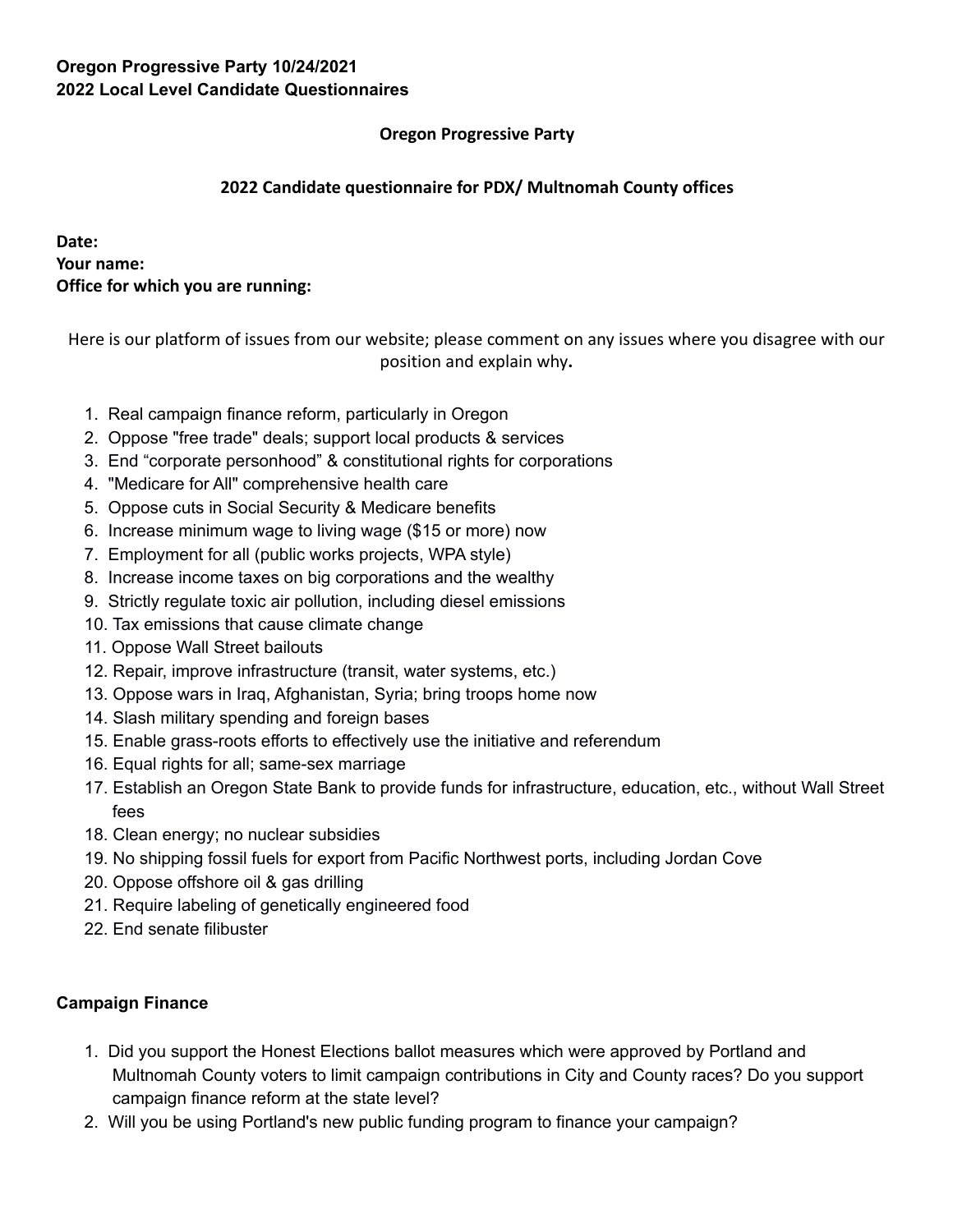**Oregon Progressive Party 10/24/2021**
**2022 Local Level Candidate Questionnaires**

**Oregon Progressive Party**

**2022 Candidate questionnaire for PDX/ Multnomah County offices**

**Date:**
**Your name:**
**Office for which you are running:**

Here is our platform of issues from our website; please comment on any issues where you disagree with our position and explain why**.**

1. Real campaign finance reform, particularly in Oregon
2. Oppose "free trade" deals; support local products & services
3. End "corporate personhood" & constitutional rights for corporations
4. "Medicare for All" comprehensive health care
5. Oppose cuts in Social Security & Medicare benefits
6. Increase minimum wage to living wage ($15 or more) now
7. Employment for all (public works projects, WPA style)
8. Increase income taxes on big corporations and the wealthy
9. Strictly regulate toxic air pollution, including diesel emissions
10. Tax emissions that cause climate change
11. Oppose Wall Street bailouts
12. Repair, improve infrastructure (transit, water systems, etc.)
13. Oppose wars in Iraq, Afghanistan, Syria; bring troops home now
14. Slash military spending and foreign bases
15. Enable grass-roots efforts to effectively use the initiative and referendum
16. Equal rights for all; same-sex marriage
17. Establish an Oregon State Bank to provide funds for infrastructure, education, etc., without Wall Street fees
18. Clean energy; no nuclear subsidies
19. No shipping fossil fuels for export from Pacific Northwest ports, including Jordan Cove
20. Oppose offshore oil & gas drilling
21. Require labeling of genetically engineered food
22. End senate filibuster

**Campaign Finance**

1. Did you support the Honest Elections ballot measures which were approved by Portland and Multnomah County voters to limit campaign contributions in City and County races? Do you support campaign finance reform at the state level?
2. Will you be using Portland's new public funding program to finance your campaign?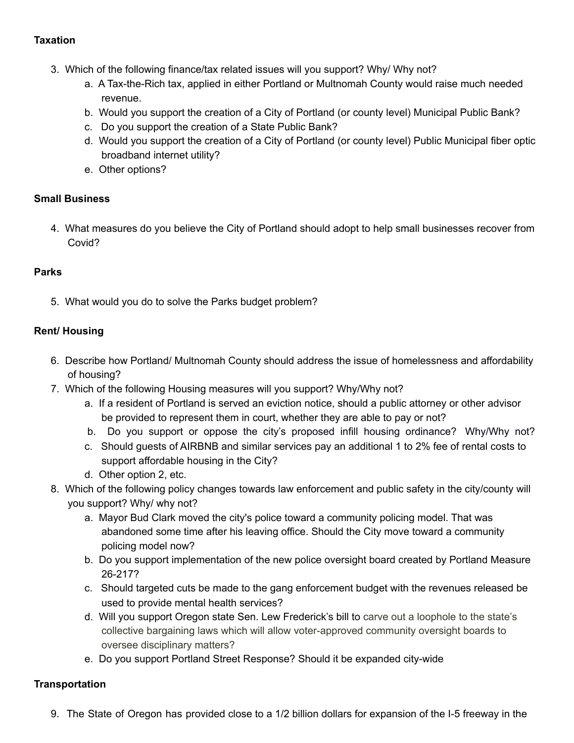**Taxation**

3. Which of the following finance/tax related issues will you support? Why/ Why not?
    a. A Tax-the-Rich tax, applied in either Portland or Multnomah County would raise much needed revenue.
    b. Would you support the creation of a City of Portland (or county level) Municipal Public Bank?
    c. Do you support the creation of a State Public Bank?
    d. Would you support the creation of a City of Portland (or county level) Public Municipal fiber optic broadband internet utility?
    e. Other options?

**Small Business**

4. What measures do you believe the City of Portland should adopt to help small businesses recover from Covid?

**Parks**

5. What would you do to solve the Parks budget problem?

**Rent/ Housing**

6. Describe how Portland/ Multnomah County should address the issue of homelessness and affordability of housing?
7. Which of the following Housing measures will you support? Why/Why not?
    a. If a resident of Portland is served an eviction notice, should a public attorney or other advisor be provided to represent them in court, whether they are able to pay or not?
    b. Do you support or oppose the city's proposed infill housing ordinance? Why/Why not?
    c. Should guests of AIRBNB and similar services pay an additional 1 to 2% fee of rental costs to support affordable housing in the City?
    d. Other option 2, etc.
8. Which of the following policy changes towards law enforcement and public safety in the city/county will you support? Why/ why not?
    a. Mayor Bud Clark moved the city's police toward a community policing model. That was abandoned some time after his leaving office. Should the City move toward a community policing model now?
    b. Do you support implementation of the new police oversight board created by Portland Measure 26-217?
    c. Should targeted cuts be made to the gang enforcement budget with the revenues released be used to provide mental health services?
    d. Will you support Oregon state Sen. Lew Frederick's bill to carve out a loophole to the state's collective bargaining laws which will allow voter-approved community oversight boards to oversee disciplinary matters?
    e. Do you support Portland Street Response? Should it be expanded city-wide

**Transportation**

9. The State of Oregon has provided close to a 1/2 billion dollars for expansion of the I-5 freeway in the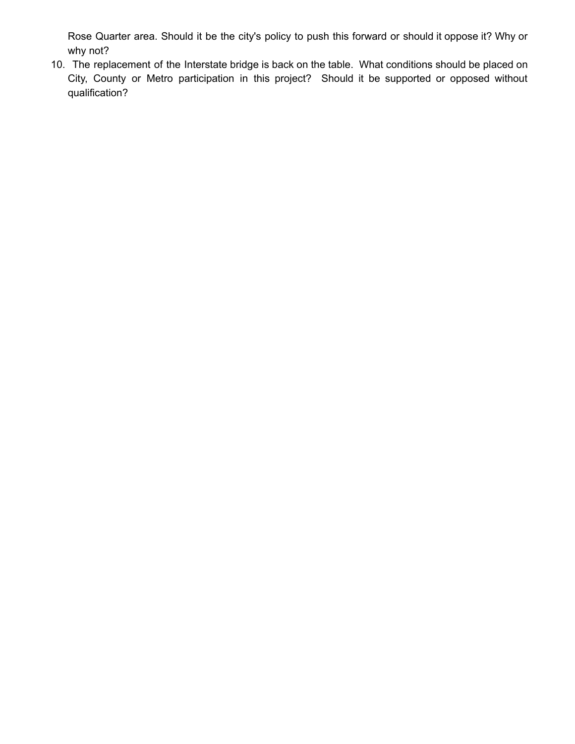Rose Quarter area. Should it be the city's policy to push this forward or should it oppose it? Why or why not?

10. The replacement of the Interstate bridge is back on the table. What conditions should be placed on City, County or Metro participation in this project? Should it be supported or opposed without qualification?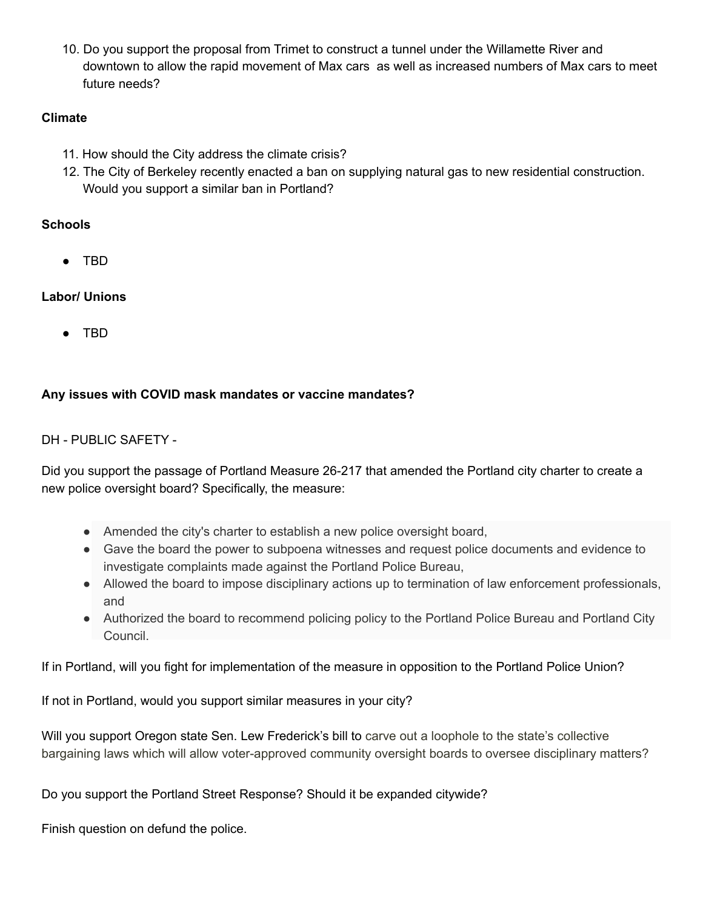10. Do you support the proposal from Trimet to construct a tunnel under the Willamette River and downtown to allow the rapid movement of Max cars as well as increased numbers of Max cars to meet future needs?

**Climate**

11. How should the City address the climate crisis?
12. The City of Berkeley recently enacted a ban on supplying natural gas to new residential construction. Would you support a similar ban in Portland?

**Schools**

- TBD

**Labor/ Unions**

- TBD

**Any issues with COVID mask mandates or vaccine mandates?**

DH - PUBLIC SAFETY -

Did you support the passage of Portland Measure 26-217 that amended the Portland city charter to create a new police oversight board? Specifically, the measure:

- Amended the city's charter to establish a new police oversight board,
- Gave the board the power to subpoena witnesses and request police documents and evidence to investigate complaints made against the Portland Police Bureau,
- Allowed the board to impose disciplinary actions up to termination of law enforcement professionals, and
- Authorized the board to recommend policing policy to the Portland Police Bureau and Portland City Council.

If in Portland, will you fight for implementation of the measure in opposition to the Portland Police Union?

If not in Portland, would you support similar measures in your city?

Will you support Oregon state Sen. Lew Frederick's bill to carve out a loophole to the state's collective bargaining laws which will allow voter-approved community oversight boards to oversee disciplinary matters?

Do you support the Portland Street Response? Should it be expanded citywide?

Finish question on defund the police.